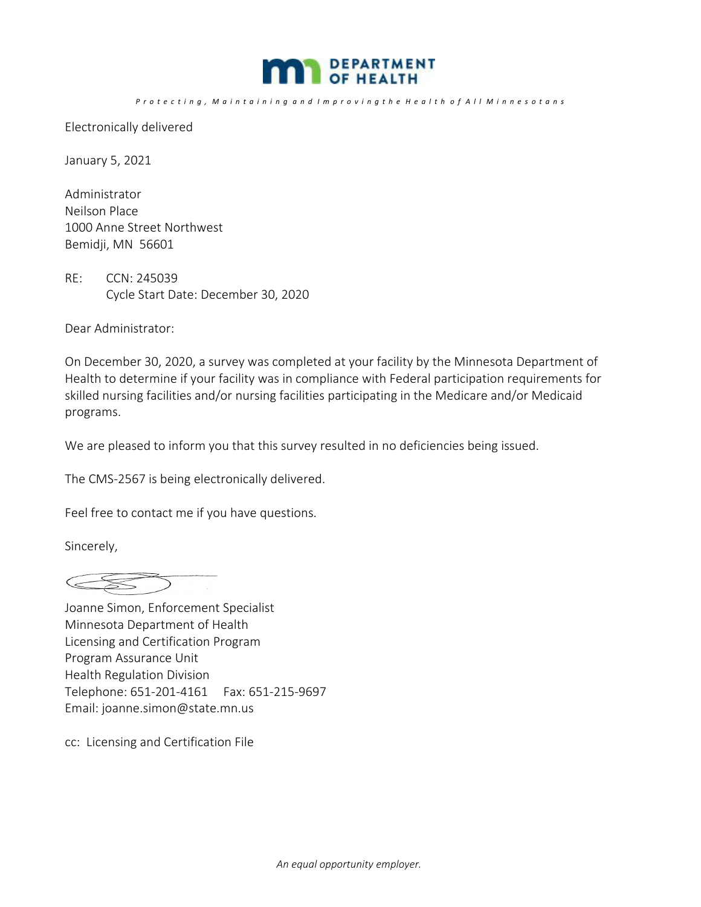DEPARTMENT OF HEALTH

*Protecting, Maintaining and Improving the Health of All Minnesotans*

Electronically delivered

January 5, 2021

Administrator
Neilson Place
1000 Anne Street Northwest
Bemidji, MN 56601

RE: CCN: 245039
Cycle Start Date: December 30, 2020

Dear Administrator:

On December 30, 2020, a survey was completed at your facility by the Minnesota Department of Health to determine if your facility was in compliance with Federal participation requirements for skilled nursing facilities and/or nursing facilities participating in the Medicare and/or Medicaid programs.

We are pleased to inform you that this survey resulted in no deficiencies being issued.

The CMS-2567 is being electronically delivered.

Feel free to contact me if you have questions.

Sincerely,

Joanne Simon, Enforcement Specialist
Minnesota Department of Health
Licensing and Certification Program
Program Assurance Unit
Health Regulation Division
Telephone: 651-201-4161 Fax: 651-215-9697
Email: joanne.simon@state.mn.us

cc: Licensing and Certification File

*An equal opportunity employer.*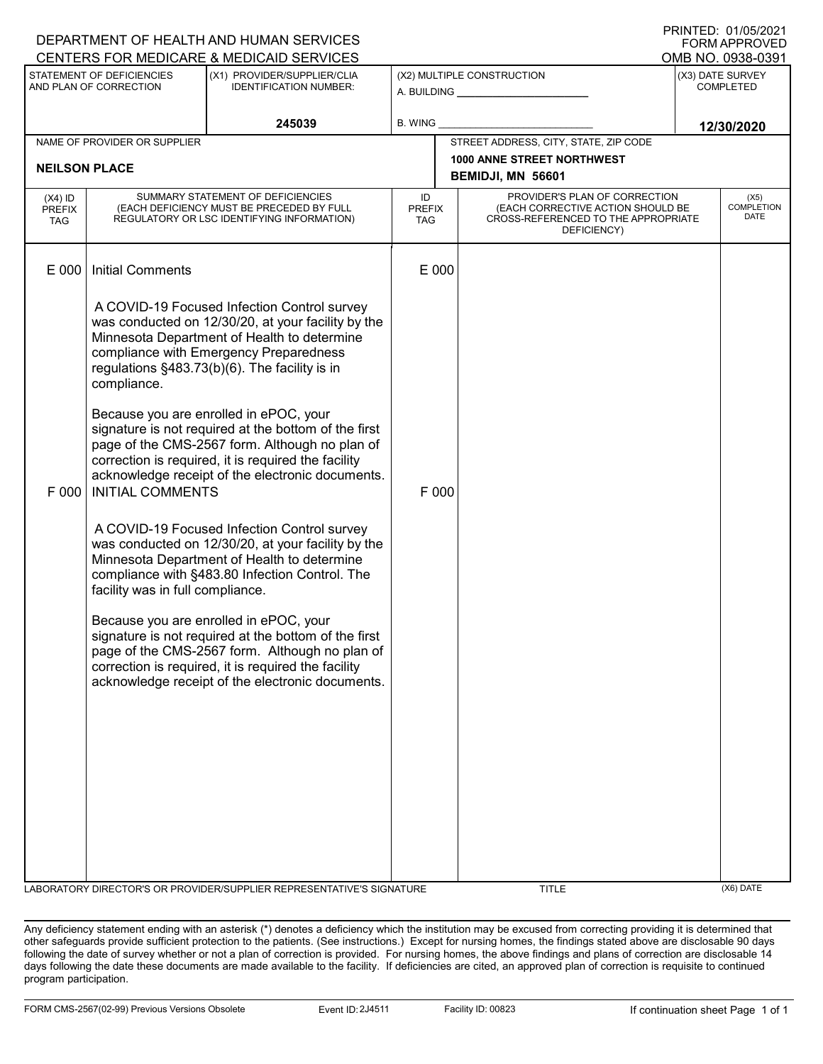DEPARTMENT OF HEALTH AND HUMAN SERVICES
CENTERS FOR MEDICARE & MEDICAID SERVICES

PRINTED: 01/05/2021
FORM APPROVED
OMB NO. 0938-0391

| STATEMENT OF DEFICIENCIES AND PLAN OF CORRECTION | (X1) PROVIDER/SUPPLIER/CLIA IDENTIFICATION NUMBER: | (X2) MULTIPLE CONSTRUCTION | (X3) DATE SURVEY COMPLETED |
|---|---|---|---|
| | 245039 | A. BUILDING ______ B. WING ______ | 12/30/2020 |

| NAME OF PROVIDER OR SUPPLIER | STREET ADDRESS, CITY, STATE, ZIP CODE |
|---|---|
| NEILSON PLACE | 1000 ANNE STREET NORTHWEST BEMIDJI, MN 56601 |

| (X4) ID PREFIX TAG | SUMMARY STATEMENT OF DEFICIENCIES (EACH DEFICIENCY MUST BE PRECEDED BY FULL REGULATORY OR LSC IDENTIFYING INFORMATION) | ID PREFIX TAG | PROVIDER'S PLAN OF CORRECTION (EACH CORRECTIVE ACTION SHOULD BE CROSS-REFERENCED TO THE APPROPRIATE DEFICIENCY) | (X5) COMPLETION DATE |
|---|---|---|---|---|
| E 000 | Initial Comments<br><br>A COVID-19 Focused Infection Control survey was conducted on 12/30/20, at your facility by the Minnesota Department of Health to determine compliance with Emergency Preparedness regulations §483.73(b)(6). The facility is in compliance.<br><br>Because you are enrolled in ePOC, your signature is not required at the bottom of the first page of the CMS-2567 form. Although no plan of correction is required, it is required the facility acknowledge receipt of the electronic documents. | E 000 | | |
| F 000 | INITIAL COMMENTS<br><br>A COVID-19 Focused Infection Control survey was conducted on 12/30/20, at your facility by the Minnesota Department of Health to determine compliance with §483.80 Infection Control. The facility was in full compliance.<br><br>Because you are enrolled in ePOC, your signature is not required at the bottom of the first page of the CMS-2567 form. Although no plan of correction is required, it is required the facility acknowledge receipt of the electronic documents. | F 000 | | |

LABORATORY DIRECTOR'S OR PROVIDER/SUPPLIER REPRESENTATIVE'S SIGNATURE | TITLE | (X6) DATE

Any deficiency statement ending with an asterisk (*) denotes a deficiency which the institution may be excused from correcting providing it is determined that other safeguards provide sufficient protection to the patients. (See instructions.) Except for nursing homes, the findings stated above are disclosable 90 days following the date of survey whether or not a plan of correction is provided. For nursing homes, the above findings and plans of correction are disclosable 14 days following the date these documents are made available to the facility. If deficiencies are cited, an approved plan of correction is requisite to continued program participation.

FORM CMS-2567(02-99) Previous Versions Obsolete | Event ID: 2J4511 | Facility ID: 00823 | If continuation sheet Page 1 of 1